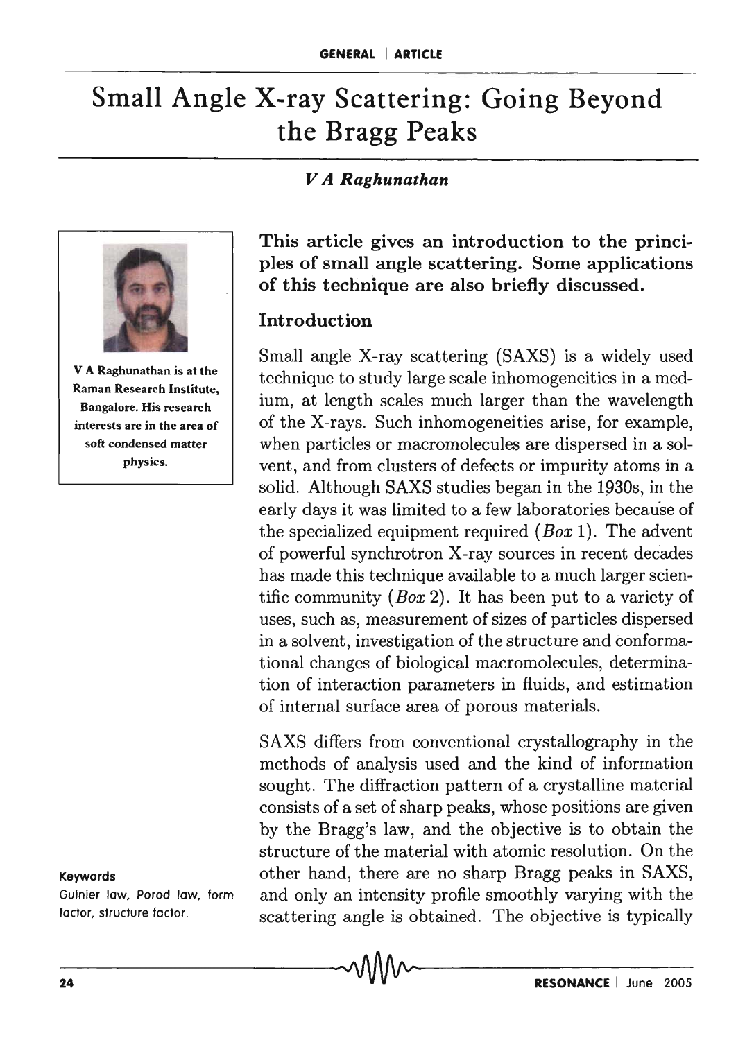# Small Angle X-ray Scattering: Going Beyond the Bragg Peaks

*V A Raghunathan*

V A Raghunathan is at the Raman Research Institute, Bangalore. His research interests are in the area of soft condensed matter physics.

**This article gives an introduction to the principles of small angle scattering. Some applications of this technique are also briefly discussed.**

## Introduction

Small angle X-ray scattering (SAXS) is a widely used technique to study large scale inhomogeneities in a medium, at length scales much larger than the wavelength of the X-rays. Such inhomogeneities arise, for example, when particles or macromolecules are dispersed in a solvent, and from clusters of defects or impurity atoms in a solid. Although SAXS studies began in the 1930s, in the early days it was limited to a few laboratories because of the specialized equipment required (*Box* 1). The advent of powerful synchrotron X-ray sources in recent decades has made this technique available to a much larger scientific community (*Box* 2). It has been put to a variety of uses, such as, measurement of sizes of particles dispersed in a solvent, investigation of the structure and conformational changes of biological macromolecules, determination of interaction parameters in fluids, and estimation of internal surface area of porous materials.

SAXS differs from conventional crystallography in the methods of analysis used and the kind of information sought. The diffraction pattern of a crystalline material consists of a set of sharp peaks, whose positions are given by the Bragg's law, and the objective is to obtain the structure of the material with atomic resolution. On the other hand, there are no sharp Bragg peaks in SAXS, and only an intensity profile smoothly varying with the scattering angle is obtained. The objective is typically

**Keywords**

Guinier law, Porod law, form factor, structure factor.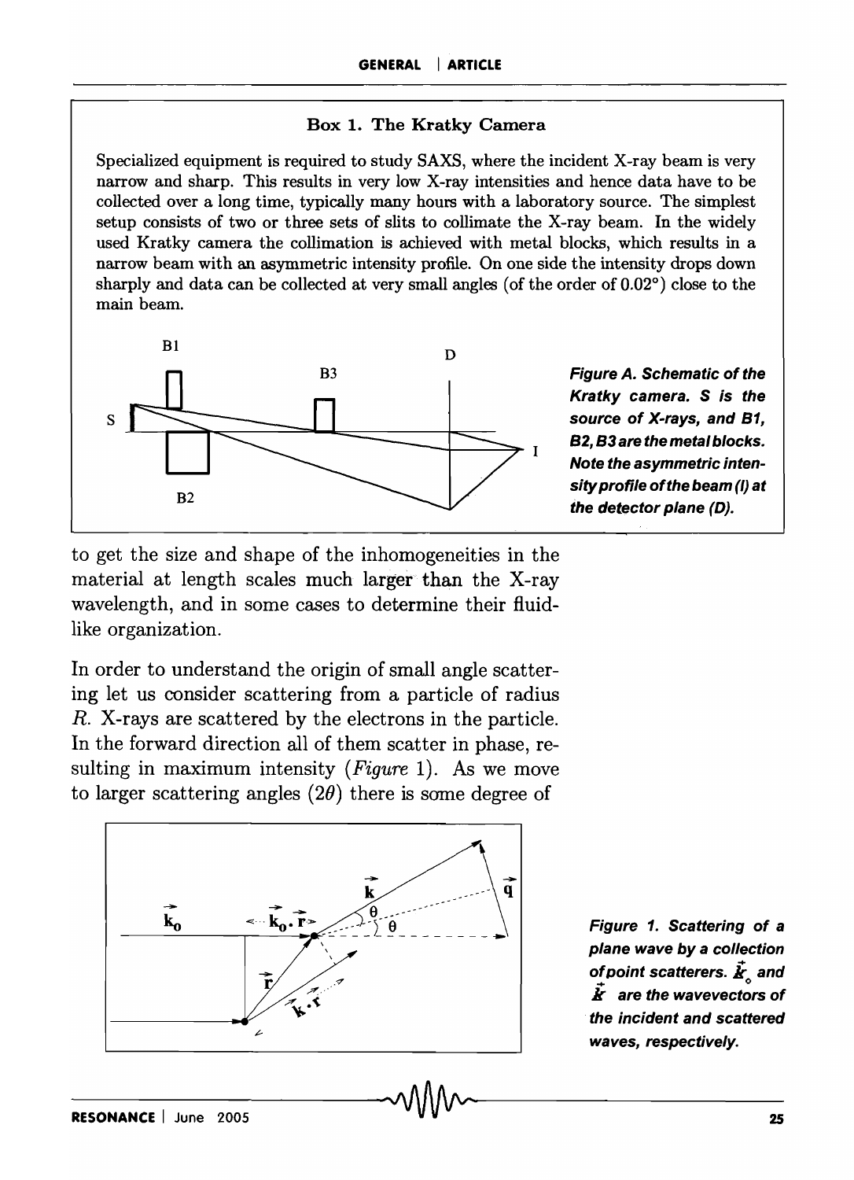## Box 1. The Kratky Camera

Specialized equipment is required to study SAXS, where the incident X-ray beam is very narrow and sharp. This results in very low X-ray intensities and hence data have to be collected over a long time, typically many hours with a laboratory source. The simplest setup consists of two or three sets of slits to collimate the X-ray beam. In the widely used Kratky camera the collimation is achieved with metal blocks, which results in a narrow beam with an asymmetric intensity profile. On one side the intensity drops down sharply and data can be collected at very small angles (of the order of 0.02°) close to the main beam.

*Figure A. Schematic of the Kratky camera. S is the source of X-rays, and B1, B2, B3 are the metal blocks. Note the asymmetric intensity profile of the beam (I) at the detector plane (D).*

to get the size and shape of the inhomogeneities in the material at length scales much larger than the X-ray wavelength, and in some cases to determine their fluid-like organization.

In order to understand the origin of small angle scattering let us consider scattering from a particle of radius $R$. X-rays are scattered by the electrons in the particle. In the forward direction all of them scatter in phase, resulting in maximum intensity (*Figure* 1). As we move to larger scattering angles ($2\theta$) there is some degree of

*Figure 1. Scattering of a plane wave by a collection of point scatterers. $\vec{k}_0$ and $\vec{k}$ are the wavevectors of the incident and scattered waves, respectively.*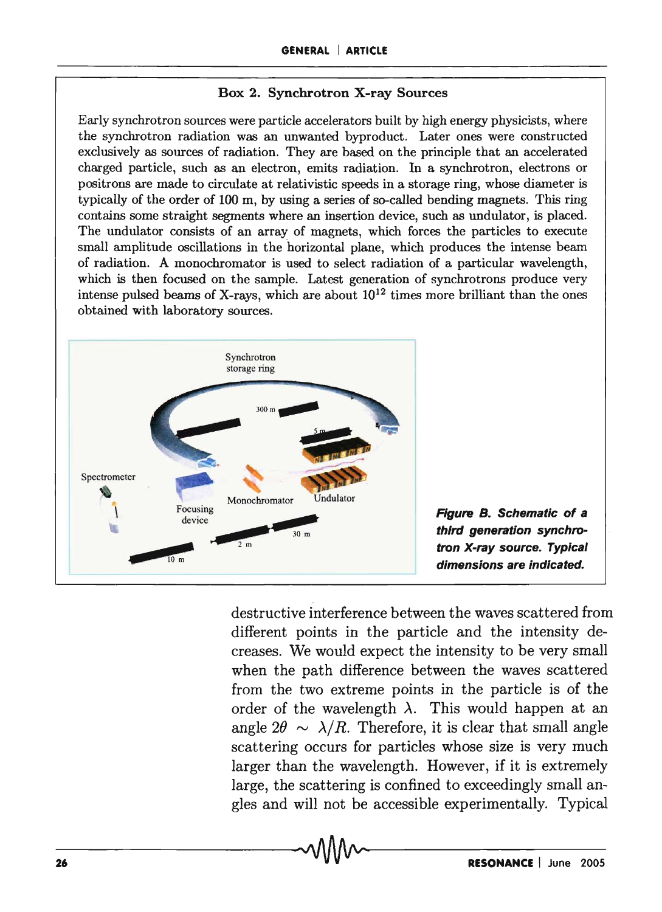### Box 2. Synchrotron X-ray Sources

Early synchrotron sources were particle accelerators built by high energy physicists, where the synchrotron radiation was an unwanted byproduct. Later ones were constructed exclusively as sources of radiation. They are based on the principle that an accelerated charged particle, such as an electron, emits radiation. In a synchrotron, electrons or positrons are made to circulate at relativistic speeds in a storage ring, whose diameter is typically of the order of 100 m, by using a series of so-called bending magnets. This ring contains some straight segments where an insertion device, such as undulator, is placed. The undulator consists of an array of magnets, which forces the particles to execute small amplitude oscillations in the horizontal plane, which produces the intense beam of radiation. A monochromator is used to select radiation of a particular wavelength, which is then focused on the sample. Latest generation of synchrotrons produce very intense pulsed beams of X-rays, which are about $10^{12}$ times more brilliant than the ones obtained with laboratory sources.

***Figure B. Schematic of a third generation synchrotron X-ray source. Typical dimensions are indicated.***

destructive interference between the waves scattered from different points in the particle and the intensity decreases. We would expect the intensity to be very small when the path difference between the waves scattered from the two extreme points in the particle is of the order of the wavelength $\lambda$. This would happen at an angle $2\theta \sim \lambda/R$. Therefore, it is clear that small angle scattering occurs for particles whose size is very much larger than the wavelength. However, if it is extremely large, the scattering is confined to exceedingly small angles and will not be accessible experimentally. Typical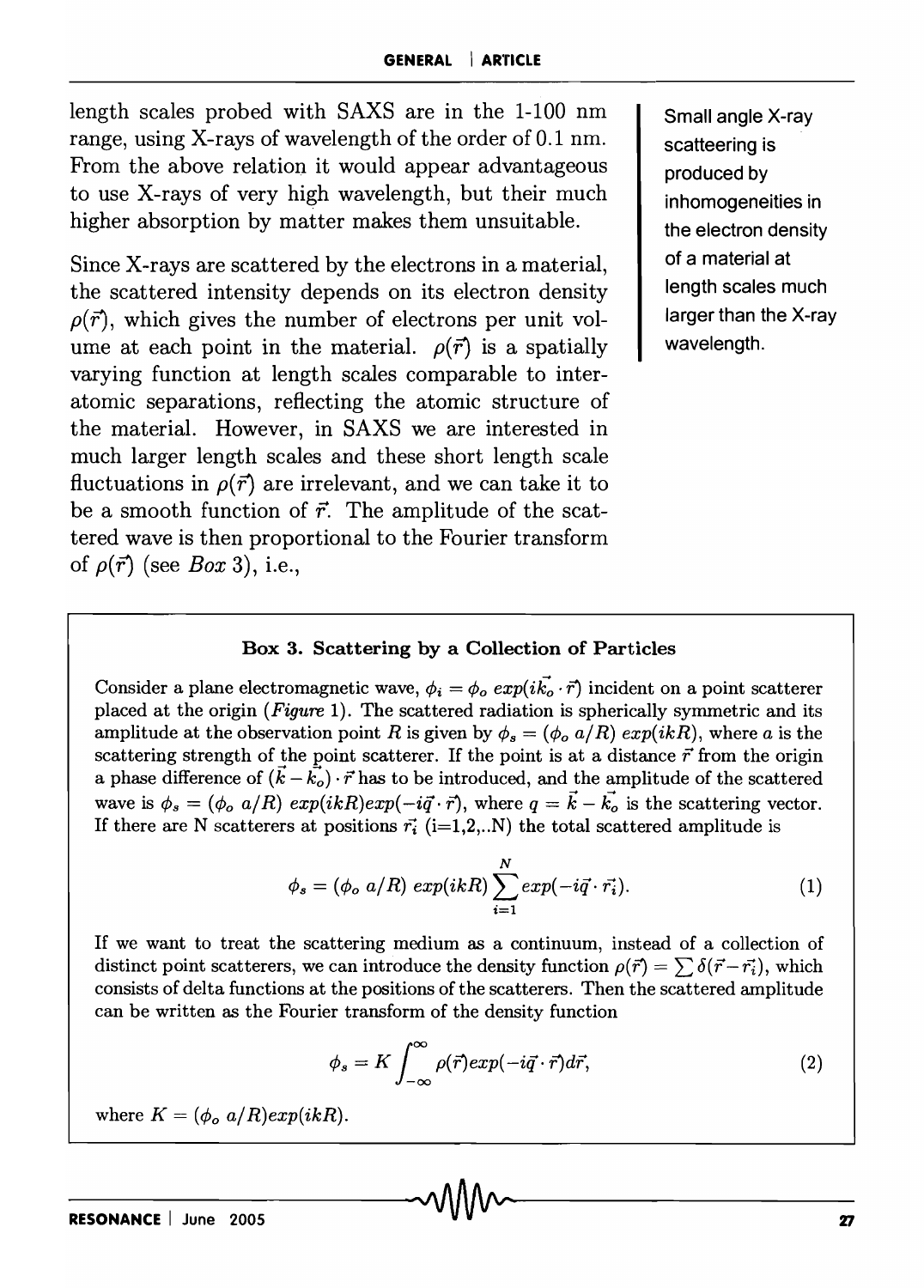length scales probed with SAXS are in the 1-100 nm range, using X-rays of wavelength of the order of 0.1 nm. From the above relation it would appear advantageous to use X-rays of very high wavelength, but their much higher absorption by matter makes them unsuitable.

Small angle X-ray scattering is produced by inhomogeneities in the electron density of a material at length scales much larger than the X-ray wavelength.

Since X-rays are scattered by the electrons in a material, the scattered intensity depends on its electron density $\rho(\vec{r})$, which gives the number of electrons per unit volume at each point in the material. $\rho(\vec{r})$ is a spatially varying function at length scales comparable to interatomic separations, reflecting the atomic structure of the material. However, in SAXS we are interested in much larger length scales and these short length scale fluctuations in $\rho(\vec{r})$ are irrelevant, and we can take it to be a smooth function of $\vec{r}$. The amplitude of the scattered wave is then proportional to the Fourier transform of $\rho(\vec{r})$ (see *Box* 3), i.e.,

**Box 3. Scattering by a Collection of Particles**

Consider a plane electromagnetic wave, $\phi_i = \phi_o\, exp(i\vec{k_o} \cdot \vec{r})$ incident on a point scatterer placed at the origin (*Figure* 1). The scattered radiation is spherically symmetric and its amplitude at the observation point $R$ is given by $\phi_s = (\phi_o\, a/R)\, exp(ikR)$, where $a$ is the scattering strength of the point scatterer. If the point is at a distance $\vec{r}$ from the origin a phase difference of $(\vec{k} - \vec{k_o}) \cdot \vec{r}$ has to be introduced, and the amplitude of the scattered wave is $\phi_s = (\phi_o\, a/R)\, exp(ikR) exp(-i\vec{q} \cdot \vec{r})$, where $q = \vec{k} - \vec{k_o}$ is the scattering vector. If there are N scatterers at positions $\vec{r_i}$ (i=1,2,..N) the total scattered amplitude is

$$\phi_s = (\phi_o\, a/R)\, exp(ikR) \sum_{i=1}^{N} exp(-i\vec{q} \cdot \vec{r_i}). \tag{1}$$

If we want to treat the scattering medium as a continuum, instead of a collection of distinct point scatterers, we can introduce the density function $\rho(\vec{r}) = \sum \delta(\vec{r} - \vec{r_i})$, which consists of delta functions at the positions of the scatterers. Then the scattered amplitude can be written as the Fourier transform of the density function

$$\phi_s = K \int_{-\infty}^{\infty} \rho(\vec{r}) exp(-i\vec{q} \cdot \vec{r}) d\vec{r}, \tag{2}$$

where $K = (\phi_o\, a/R) exp(ikR)$.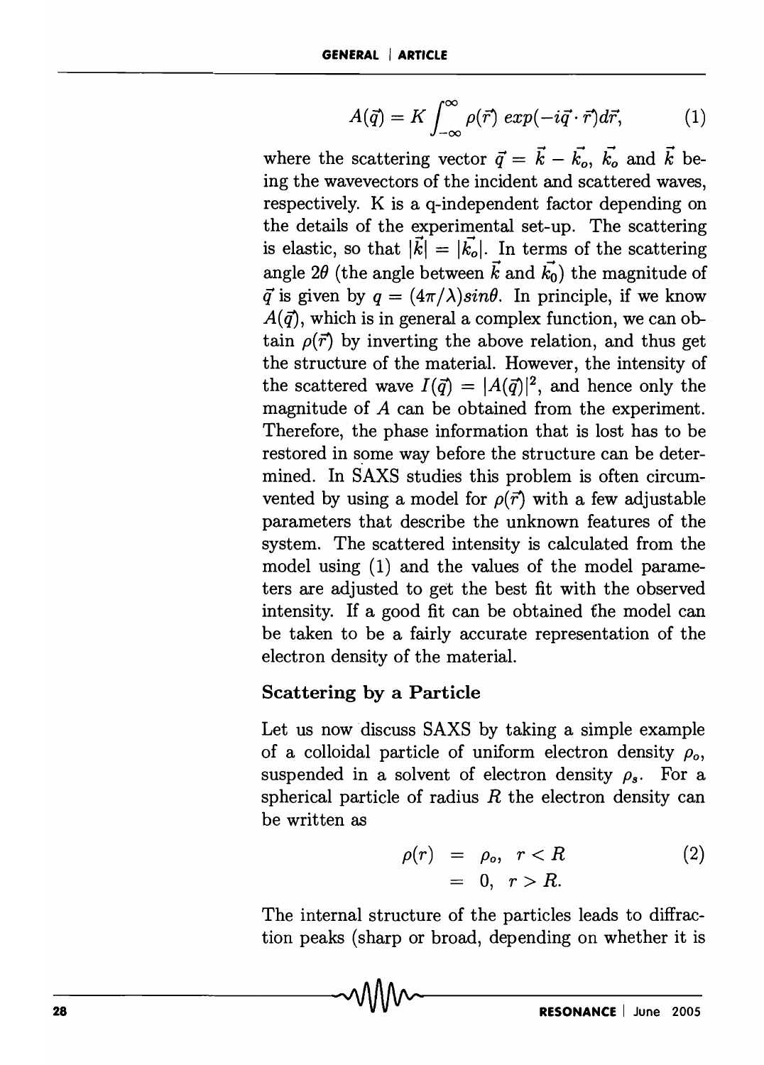$$A(\vec{q}) = K \int_{-\infty}^{\infty} \rho(\vec{r}) \ exp(-i\vec{q} \cdot \vec{r}) d\vec{r}, \qquad (1)$$

where the scattering vector $\vec{q} = \vec{k} - \vec{k_o}$, $\vec{k_o}$ and $\vec{k}$ being the wavevectors of the incident and scattered waves, respectively. K is a q-independent factor depending on the details of the experimental set-up. The scattering is elastic, so that $|\vec{k}| = |\vec{k_o}|$. In terms of the scattering angle $2\theta$ (the angle between $\vec{k}$ and $\vec{k_0}$) the magnitude of $\vec{q}$ is given by $q = (4\pi/\lambda) sin\theta$. In principle, if we know $A(\vec{q})$, which is in general a complex function, we can obtain $\rho(\vec{r})$ by inverting the above relation, and thus get the structure of the material. However, the intensity of the scattered wave $I(\vec{q}) = |A(\vec{q})|^2$, and hence only the magnitude of $A$ can be obtained from the experiment. Therefore, the phase information that is lost has to be restored in some way before the structure can be determined. In SAXS studies this problem is often circumvented by using a model for $\rho(\vec{r})$ with a few adjustable parameters that describe the unknown features of the system. The scattered intensity is calculated from the model using (1) and the values of the model parameters are adjusted to get the best fit with the observed intensity. If a good fit can be obtained the model can be taken to be a fairly accurate representation of the electron density of the material.

## Scattering by a Particle

Let us now discuss SAXS by taking a simple example of a colloidal particle of uniform electron density $\rho_o$, suspended in a solvent of electron density $\rho_s$. For a spherical particle of radius $R$ the electron density can be written as

$$\begin{aligned} \rho(r) &= \rho_o, \ \ r < R \\ &= 0, \ \ r > R. \end{aligned} \qquad (2)$$

The internal structure of the particles leads to diffraction peaks (sharp or broad, depending on whether it is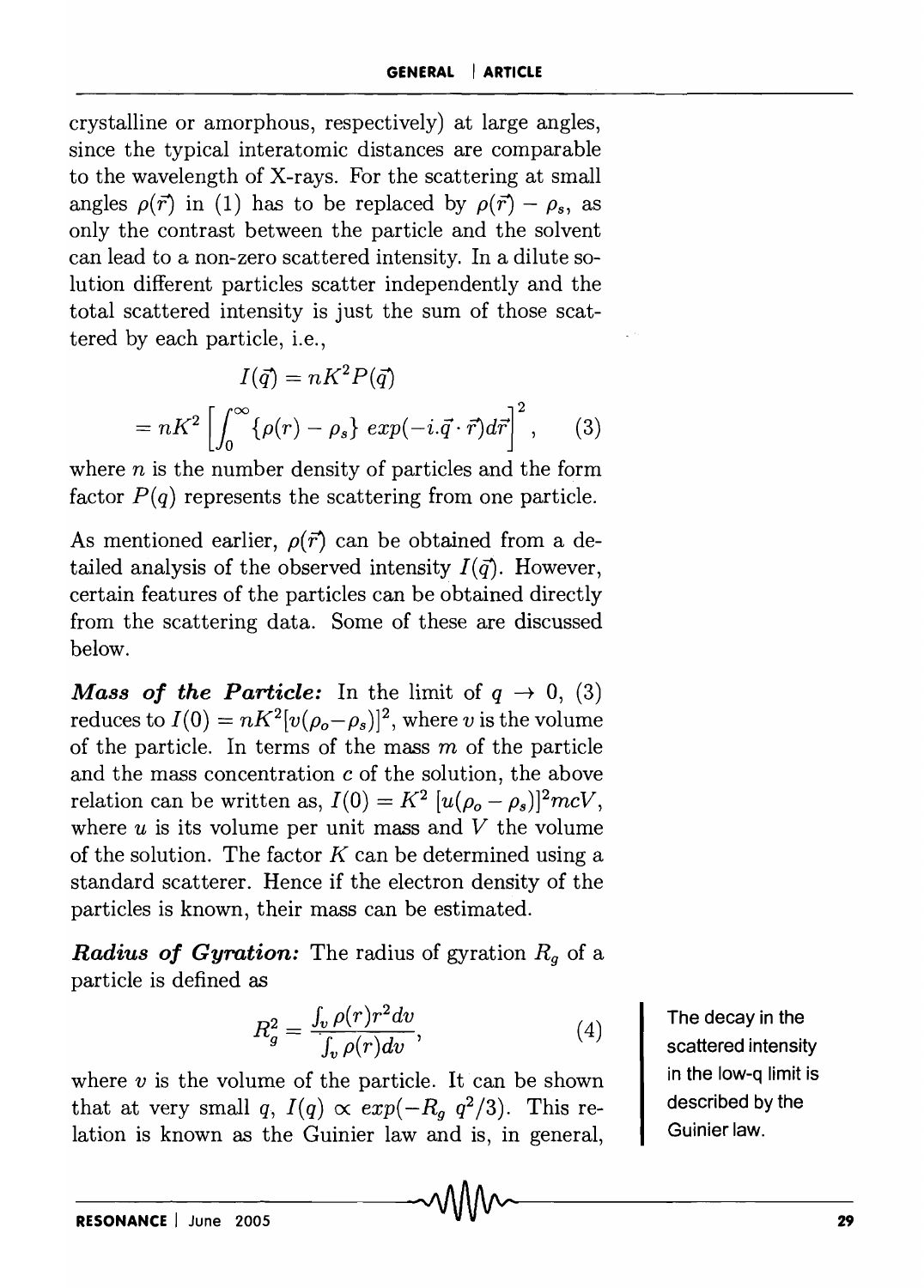crystalline or amorphous, respectively) at large angles, since the typical interatomic distances are comparable to the wavelength of X-rays. For the scattering at small angles $\rho(\vec{r})$ in (1) has to be replaced by $\rho(\vec{r}) - \rho_s$, as only the contrast between the particle and the solvent can lead to a non-zero scattered intensity. In a dilute solution different particles scatter independently and the total scattered intensity is just the sum of those scattered by each particle, i.e.,

$$I(\vec{q}) = nK^2 P(\vec{q})$$

$$= nK^2 \left[ \int_0^{\infty} \{\rho(r) - \rho_s\} \, exp(-i.\vec{q} \cdot \vec{r}) d\vec{r} \right]^2, \quad (3)$$

where $n$ is the number density of particles and the form factor $P(q)$ represents the scattering from one particle.

As mentioned earlier, $\rho(\vec{r})$ can be obtained from a detailed analysis of the observed intensity $I(\vec{q})$. However, certain features of the particles can be obtained directly from the scattering data. Some of these are discussed below.

***Mass of the Particle:*** In the limit of $q \to 0$, (3) reduces to $I(0) = nK^2[v(\rho_o - \rho_s)]^2$, where $v$ is the volume of the particle. In terms of the mass $m$ of the particle and the mass concentration $c$ of the solution, the above relation can be written as, $I(0) = K^2\,[u(\rho_o - \rho_s)]^2 mcV$, where $u$ is its volume per unit mass and $V$ the volume of the solution. The factor $K$ can be determined using a standard scatterer. Hence if the electron density of the particles is known, their mass can be estimated.

***Radius of Gyration:*** The radius of gyration $R_g$ of a particle is defined as

$$R_g^2 = \frac{\int_v \rho(r) r^2 dv}{\int_v \rho(r) dv}, \quad (4)$$

where $v$ is the volume of the particle. It can be shown that at very small $q$, $I(q) \propto exp(-R_g\, q^2/3)$. This relation is known as the Guinier law and is, in general,

The decay in the scattered intensity in the low-q limit is described by the Guinier law.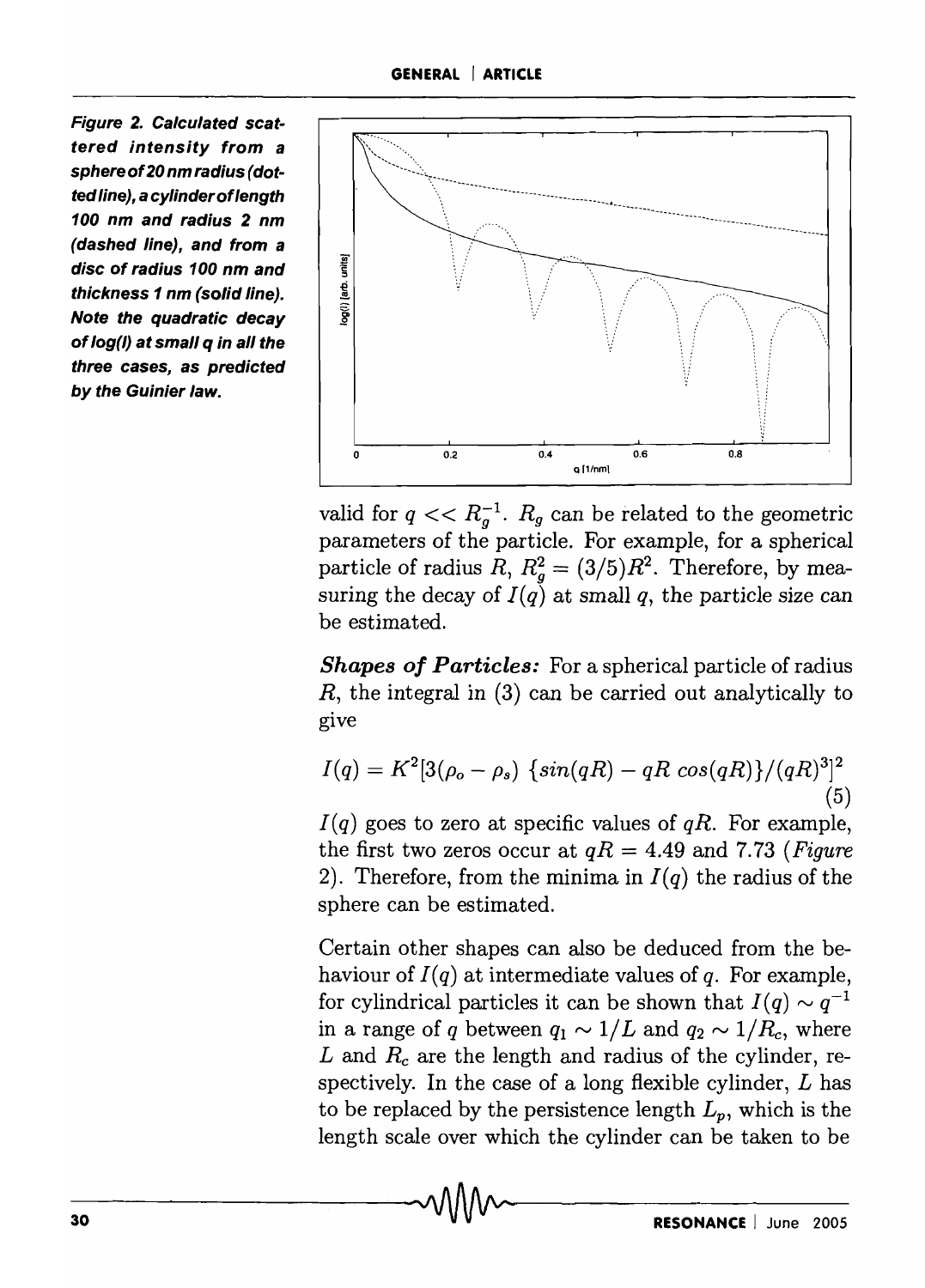**Figure 2. Calculated scattered intensity from a sphere of 20 nm radius (dotted line), a cylinder of length 100 nm and radius 2 nm (dashed line), and from a disc of radius 100 nm and thickness 1 nm (solid line). Note the quadratic decay of log(I) at small q in all the three cases, as predicted by the Guinier law.**

valid for $q << R_g^{-1}$. $R_g$ can be related to the geometric parameters of the particle. For example, for a spherical particle of radius $R$, $R_g^2 = (3/5)R^2$. Therefore, by measuring the decay of $I(q)$ at small $q$, the particle size can be estimated.

***Shapes of Particles:*** For a spherical particle of radius $R$, the integral in (3) can be carried out analytically to give

$$I(q) = K^2[3(\rho_o - \rho_s)\ \{sin(qR) - qR\ cos(qR)\}/(qR)^3]^2 \tag{5}$$

$I(q)$ goes to zero at specific values of $qR$. For example, the first two zeros occur at $qR = 4.49$ and $7.73$ (*Figure* 2). Therefore, from the minima in $I(q)$ the radius of the sphere can be estimated.

Certain other shapes can also be deduced from the behaviour of $I(q)$ at intermediate values of $q$. For example, for cylindrical particles it can be shown that $I(q) \sim q^{-1}$ in a range of $q$ between $q_1 \sim 1/L$ and $q_2 \sim 1/R_c$, where $L$ and $R_c$ are the length and radius of the cylinder, respectively. In the case of a long flexible cylinder, $L$ has to be replaced by the persistence length $L_p$, which is the length scale over which the cylinder can be taken to be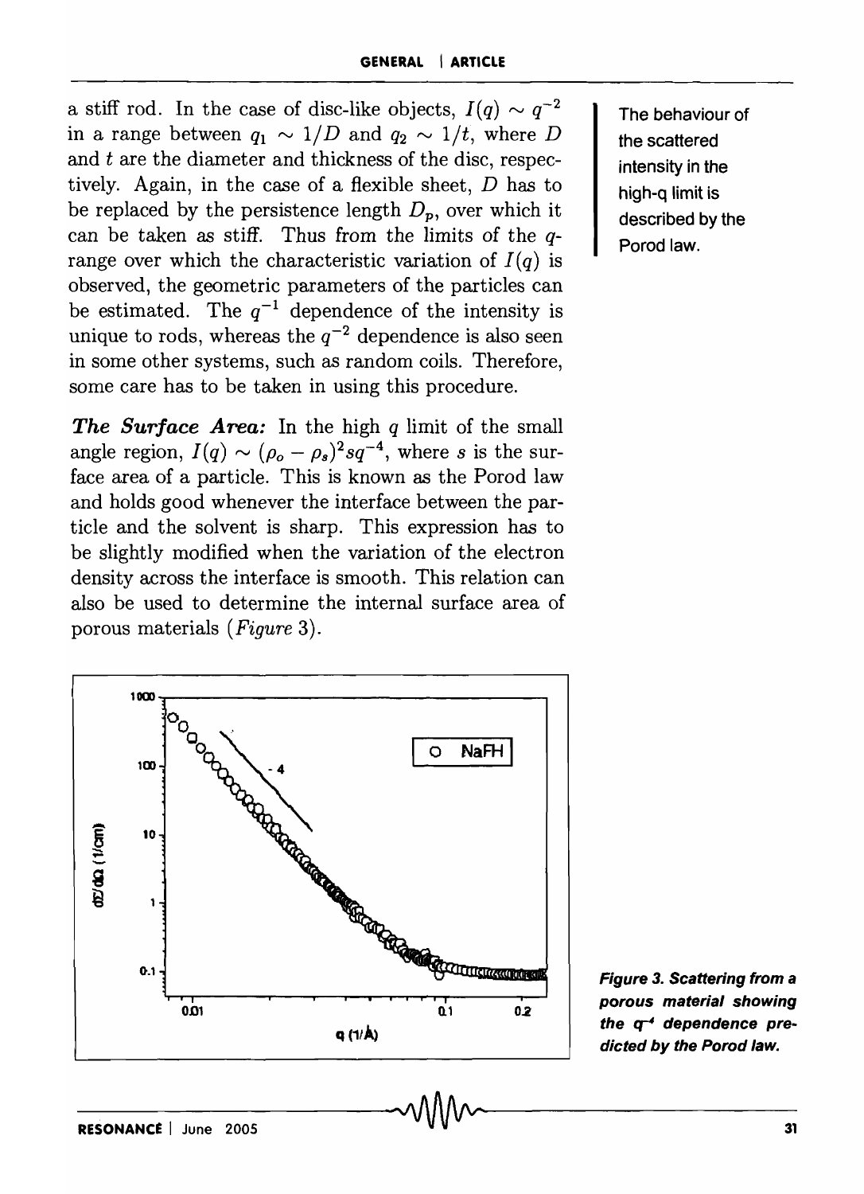a stiff rod. In the case of disc-like objects, $I(q) \sim q^{-2}$ in a range between $q_1 \sim 1/D$ and $q_2 \sim 1/t$, where $D$ and $t$ are the diameter and thickness of the disc, respectively. Again, in the case of a flexible sheet, $D$ has to be replaced by the persistence length $D_p$, over which it can be taken as stiff. Thus from the limits of the $q$-range over which the characteristic variation of $I(q)$ is observed, the geometric parameters of the particles can be estimated. The $q^{-1}$ dependence of the intensity is unique to rods, whereas the $q^{-2}$ dependence is also seen in some other systems, such as random coils. Therefore, some care has to be taken in using this procedure.

The behaviour of the scattered intensity in the high-q limit is described by the Porod law.

***The Surface Area:*** In the high $q$ limit of the small angle region, $I(q) \sim (\rho_o - \rho_s)^2 s q^{-4}$, where $s$ is the surface area of a particle. This is known as the Porod law and holds good whenever the interface between the particle and the solvent is sharp. This expression has to be slightly modified when the variation of the electron density across the interface is smooth. This relation can also be used to determine the internal surface area of porous materials (*Figure* 3).

***Figure 3. Scattering from a porous material showing the $q^{-4}$ dependence predicted by the Porod law.***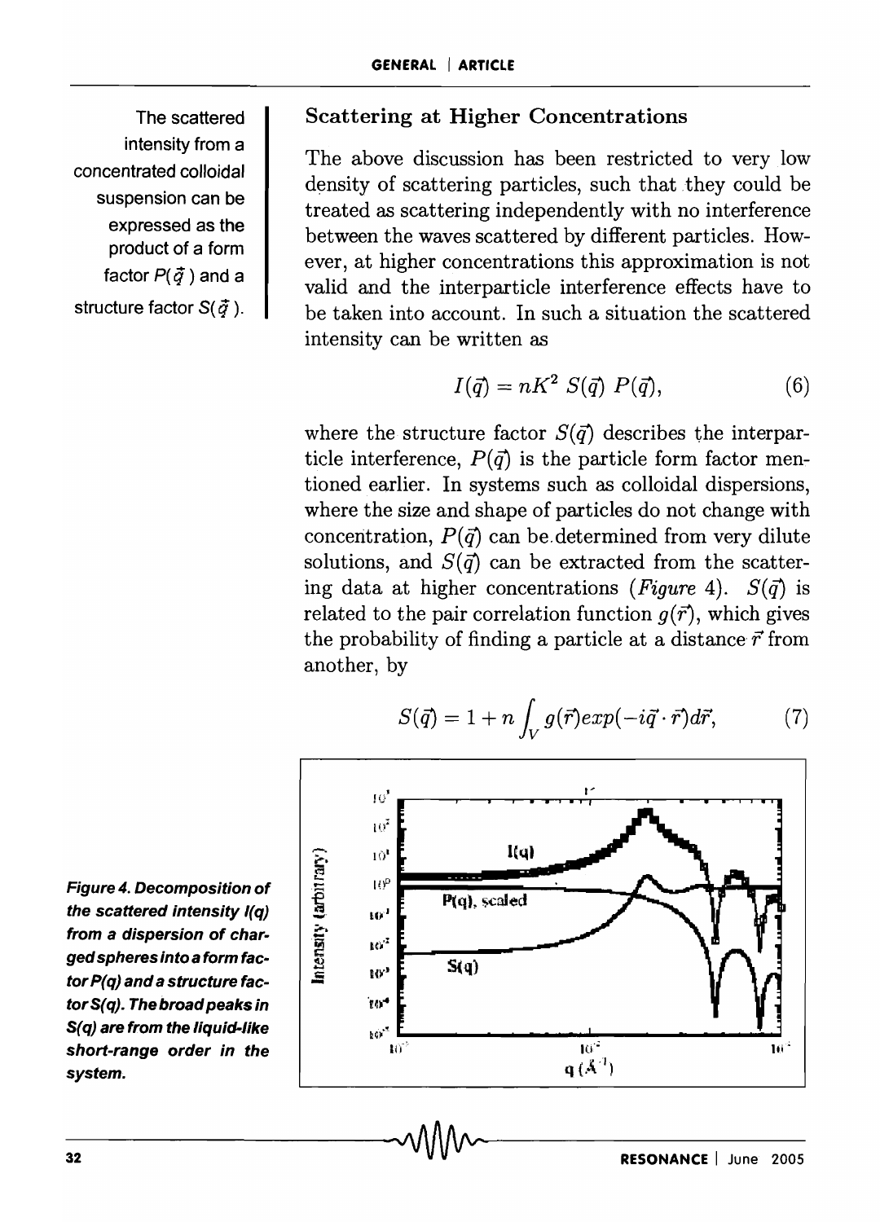The scattered intensity from a concentrated colloidal suspension can be expressed as the product of a form factor $P(\vec{q})$ and a structure factor $S(\vec{q})$.

## Scattering at Higher Concentrations

The above discussion has been restricted to very low density of scattering particles, such that they could be treated as scattering independently with no interference between the waves scattered by different particles. However, at higher concentrations this approximation is not valid and the interparticle interference effects have to be taken into account. In such a situation the scattered intensity can be written as

$$I(\vec{q}) = nK^2 \, S(\vec{q}) \, P(\vec{q}), \tag{6}$$

where the structure factor $S(\vec{q})$ describes the interparticle interference, $P(\vec{q})$ is the particle form factor mentioned earlier. In systems such as colloidal dispersions, where the size and shape of particles do not change with concentration, $P(\vec{q})$ can be determined from very dilute solutions, and $S(\vec{q})$ can be extracted from the scattering data at higher concentrations (*Figure* 4). $S(\vec{q})$ is related to the pair correlation function $g(\vec{r})$, which gives the probability of finding a particle at a distance $\vec{r}$ from another, by

$$S(\vec{q}) = 1 + n \int_V g(\vec{r}) exp(-i\vec{q} \cdot \vec{r}) d\vec{r}, \tag{7}$$

**_Figure 4. Decomposition of the scattered intensity I(q) from a dispersion of charged spheres into a form factor P(q) and a structure factor S(q). The broad peaks in S(q) are from the liquid-like short-range order in the system._**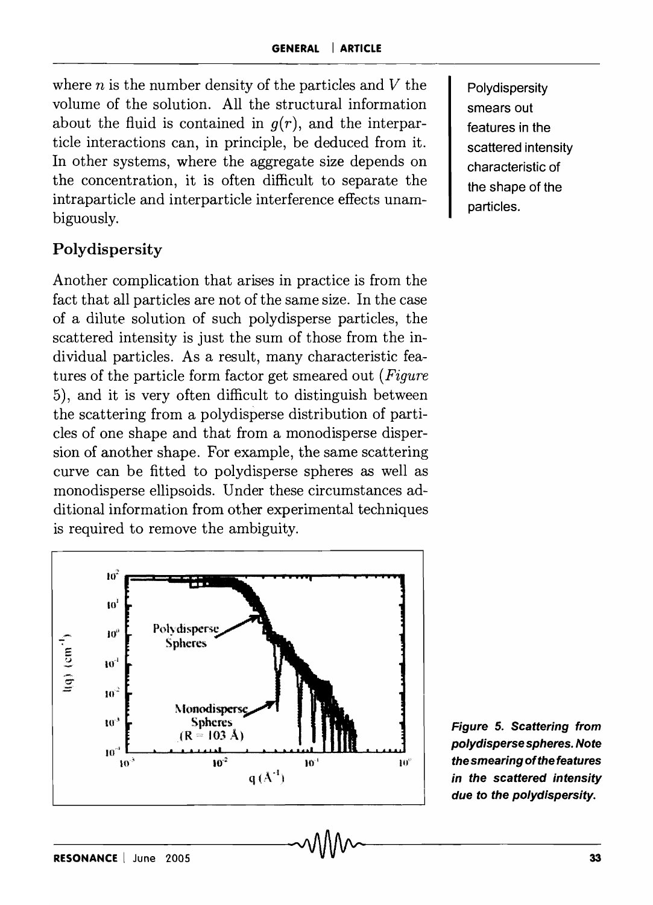where $n$ is the number density of the particles and $V$ the volume of the solution. All the structural information about the fluid is contained in $g(r)$, and the interparticle interactions can, in principle, be deduced from it. In other systems, where the aggregate size depends on the concentration, it is often difficult to separate the intraparticle and interparticle interference effects unambiguously.

Polydispersity smears out features in the scattered intensity characteristic of the shape of the particles.

## Polydispersity

Another complication that arises in practice is from the fact that all particles are not of the same size. In the case of a dilute solution of such polydisperse particles, the scattered intensity is just the sum of those from the individual particles. As a result, many characteristic features of the particle form factor get smeared out (*Figure* 5), and it is very often difficult to distinguish between the scattering from a polydisperse distribution of particles of one shape and that from a monodisperse dispersion of another shape. For example, the same scattering curve can be fitted to polydisperse spheres as well as monodisperse ellipsoids. Under these circumstances additional information from other experimental techniques is required to remove the ambiguity.

***Figure 5. Scattering from polydisperse spheres. Note the smearing of the features in the scattered intensity due to the polydispersity.***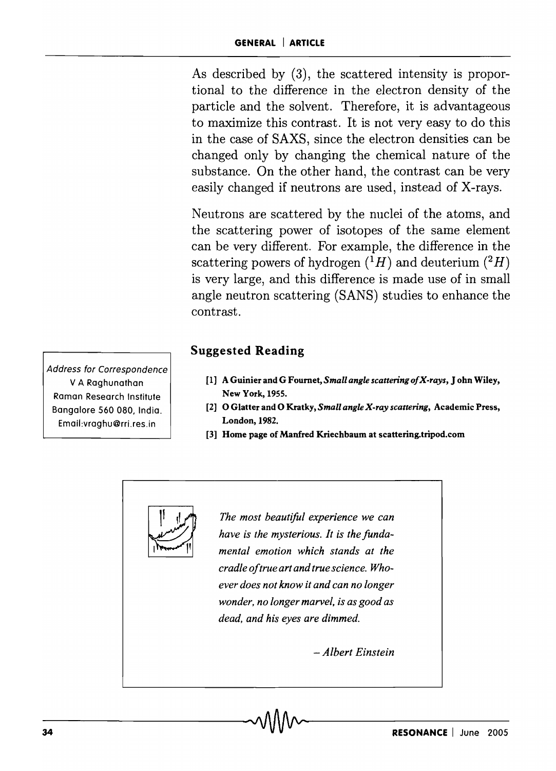As described by (3), the scattered intensity is proportional to the difference in the electron density of the particle and the solvent. Therefore, it is advantageous to maximize this contrast. It is not very easy to do this in the case of SAXS, since the electron densities can be changed only by changing the chemical nature of the substance. On the other hand, the contrast can be very easily changed if neutrons are used, instead of X-rays.

Neutrons are scattered by the nuclei of the atoms, and the scattering power of isotopes of the same element can be very different. For example, the difference in the scattering powers of hydrogen ($^1H$) and deuterium ($^2H$) is very large, and this difference is made use of in small angle neutron scattering (SANS) studies to enhance the contrast.

## Suggested Reading

[1] A Guinier and G Fournet, *Small angle scattering of X-rays*, John Wiley, New York, 1955.

[2] O Glatter and O Kratky, *Small angle X-ray scattering*, Academic Press, London, 1982.

[3] Home page of Manfred Kriechbaum at scattering.tripod.com

*Address for Correspondence*
V A Raghunathan
Raman Research Institute
Bangalore 560 080, India.
Email:vraghu@rri.res.in

*The most beautiful experience we can have is the mysterious. It is the fundamental emotion which stands at the cradle of true art and true science. Whoever does not know it and can no longer wonder, no longer marvel, is as good as dead, and his eyes are dimmed.*

*– Albert Einstein*